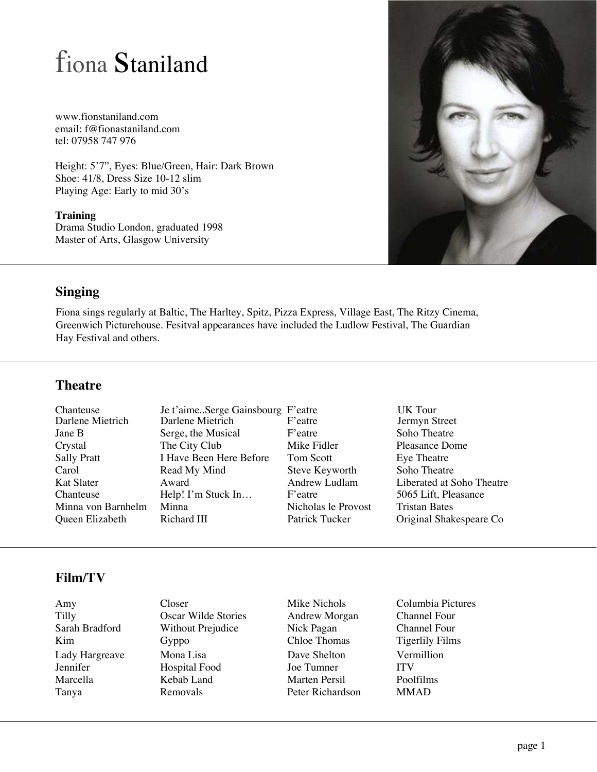# fiona Staniland

www.fionstaniland.com
email: f@fionastaniland.com
tel: 07958 747 976

Height: 5’7”, Eyes: Blue/Green, Hair: Dark Brown
Shoe: 41/8, Dress Size 10-12 slim
Playing Age: Early to mid 30’s

**Training**
Drama Studio London, graduated 1998
Master of Arts, Glasgow University

## Singing

Fiona sings regularly at Baltic, The Harltey, Spitz, Pizza Express, Village East, The Ritzy Cinema, Greenwich Picturehouse. Fesitval appearances have included the Ludlow Festival, The Guardian Hay Festival and others.

## Theatre

| | | | |
|---|---|---|---|
| Chanteuse | Je t’aime..Serge Gainsbourg | F’eatre | UK Tour |
| Darlene Mietrich | Darlene Mietrich | F’eatre | Jermyn Street |
| Jane B | Serge, the Musical | F’eatre | Soho Theatre |
| Crystal | The City Club | Mike Fidler | Pleasance Dome |
| Sally Pratt | I Have Been Here Before | Tom Scott | Eye Theatre |
| Carol | Read My Mind | Steve Keyworth | Soho Theatre |
| Kat Slater | Award | Andrew Ludlam | Liberated at Soho Theatre |
| Chanteuse | Help! I’m Stuck In… | F’eatre | 5065 Lift, Pleasance |
| Minna von Barnhelm | Minna | Nicholas le Provost | Tristan Bates |
| Queen Elizabeth | Richard III | Patrick Tucker | Original Shakespeare Co |

## Film/TV

| | | | |
|---|---|---|---|
| Amy | Closer | Mike Nichols | Columbia Pictures |
| Tilly | Oscar Wilde Stories | Andrew Morgan | Channel Four |
| Sarah Bradford | Without Prejudice | Nick Pagan | Channel Four |
| Kim | Gyppo | Chloe Thomas | Tigerlily Films |
| Lady Hargreave | Mona Lisa | Dave Shelton | Vermillion |
| Jennifer | Hospital Food | Joe Tumner | ITV |
| Marcella | Kebab Land | Marten Persil | Poolfilms |
| Tanya | Removals | Peter Richardson | MMAD |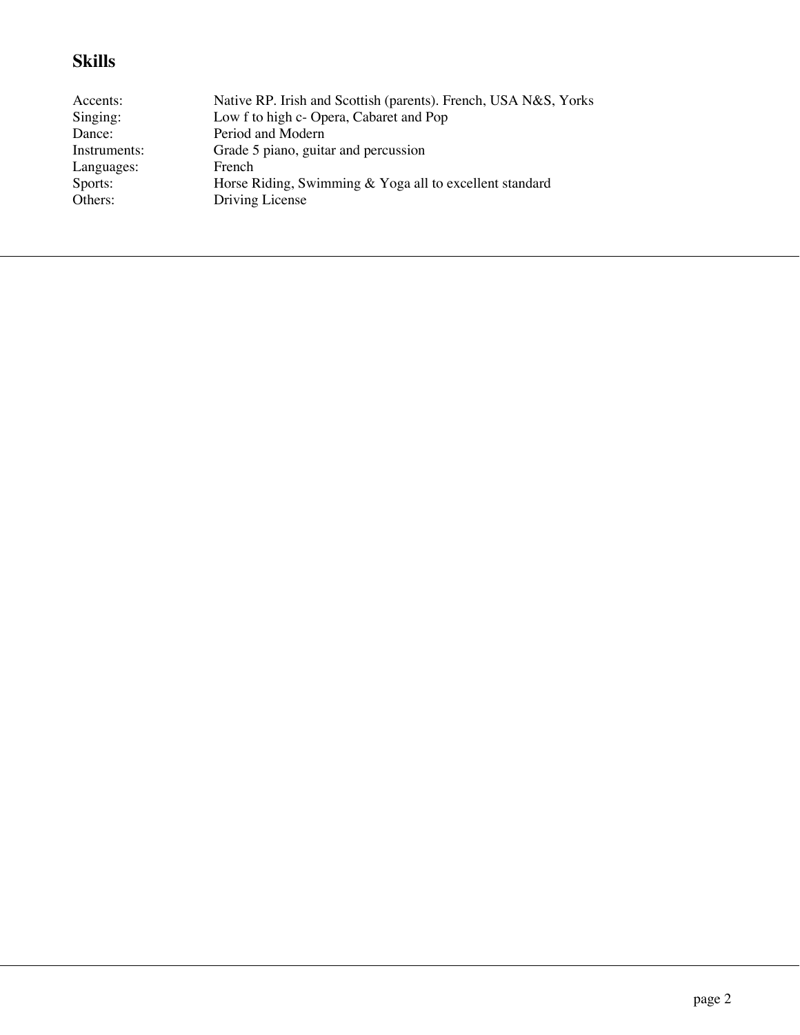## Skills

| | |
|---|---|
| Accents: | Native RP. Irish and Scottish (parents). French, USA N&S, Yorks |
| Singing: | Low f to high c- Opera, Cabaret and Pop |
| Dance: | Period and Modern |
| Instruments: | Grade 5 piano, guitar and percussion |
| Languages: | French |
| Sports: | Horse Riding, Swimming & Yoga all to excellent standard |
| Others: | Driving License |